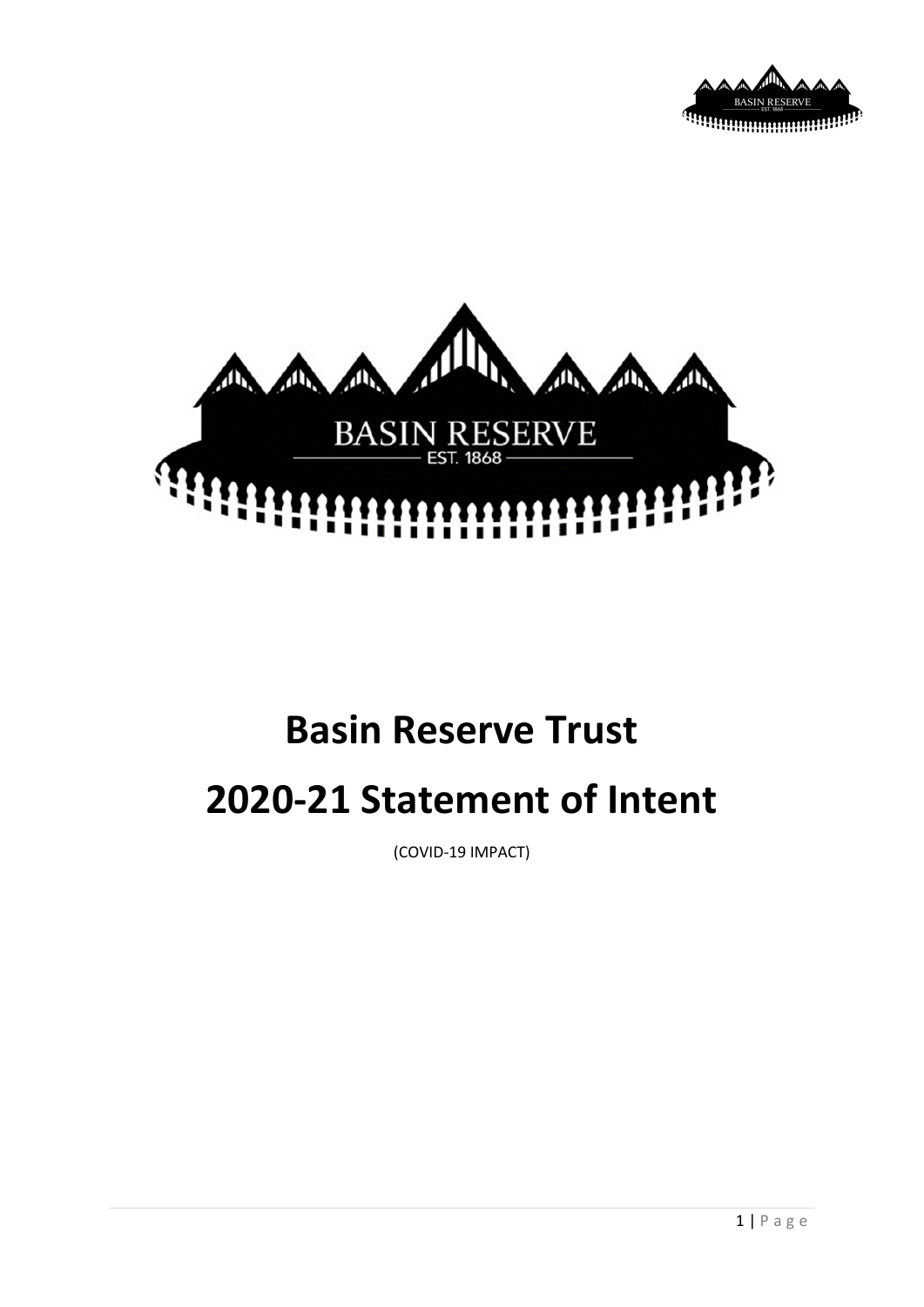# Basin Reserve Trust

# 2020-21 Statement of Intent

(COVID-19 IMPACT)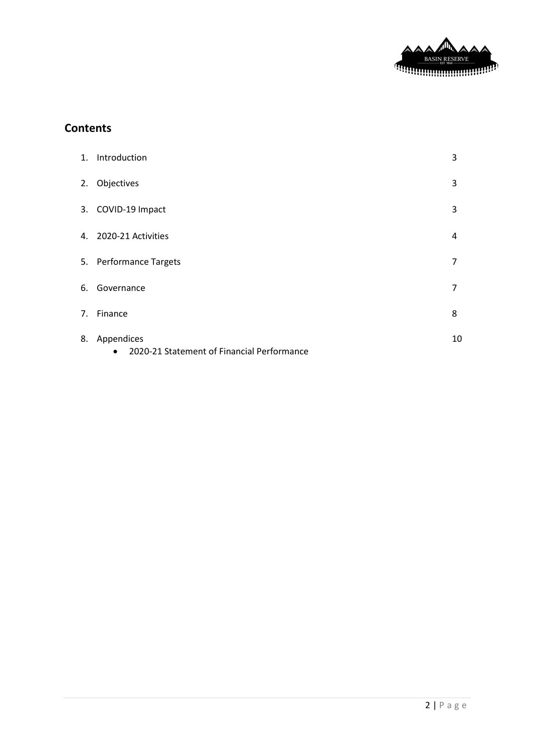## Contents

| | | |
|---|---|---|
| 1. | Introduction | 3 |
| 2. | Objectives | 3 |
| 3. | COVID-19 Impact | 3 |
| 4. | 2020-21 Activities | 4 |
| 5. | Performance Targets | 7 |
| 6. | Governance | 7 |
| 7. | Finance | 8 |
| 8. | Appendices<br>• 2020-21 Statement of Financial Performance | 10 |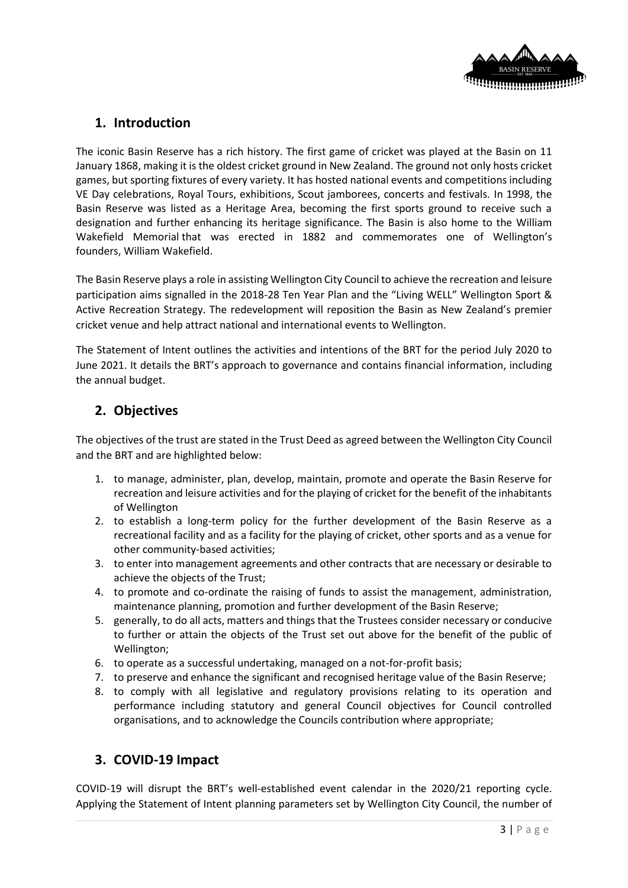## 1. Introduction

The iconic Basin Reserve has a rich history. The first game of cricket was played at the Basin on 11 January 1868, making it is the oldest cricket ground in New Zealand. The ground not only hosts cricket games, but sporting fixtures of every variety. It has hosted national events and competitions including VE Day celebrations, Royal Tours, exhibitions, Scout jamborees, concerts and festivals. In 1998, the Basin Reserve was listed as a Heritage Area, becoming the first sports ground to receive such a designation and further enhancing its heritage significance. The Basin is also home to the William Wakefield Memorial that was erected in 1882 and commemorates one of Wellington's founders, William Wakefield.

The Basin Reserve plays a role in assisting Wellington City Council to achieve the recreation and leisure participation aims signalled in the 2018-28 Ten Year Plan and the "Living WELL" Wellington Sport & Active Recreation Strategy. The redevelopment will reposition the Basin as New Zealand's premier cricket venue and help attract national and international events to Wellington.

The Statement of Intent outlines the activities and intentions of the BRT for the period July 2020 to June 2021. It details the BRT's approach to governance and contains financial information, including the annual budget.

## 2. Objectives

The objectives of the trust are stated in the Trust Deed as agreed between the Wellington City Council and the BRT and are highlighted below:

1. to manage, administer, plan, develop, maintain, promote and operate the Basin Reserve for recreation and leisure activities and for the playing of cricket for the benefit of the inhabitants of Wellington
2. to establish a long-term policy for the further development of the Basin Reserve as a recreational facility and as a facility for the playing of cricket, other sports and as a venue for other community-based activities;
3. to enter into management agreements and other contracts that are necessary or desirable to achieve the objects of the Trust;
4. to promote and co-ordinate the raising of funds to assist the management, administration, maintenance planning, promotion and further development of the Basin Reserve;
5. generally, to do all acts, matters and things that the Trustees consider necessary or conducive to further or attain the objects of the Trust set out above for the benefit of the public of Wellington;
6. to operate as a successful undertaking, managed on a not-for-profit basis;
7. to preserve and enhance the significant and recognised heritage value of the Basin Reserve;
8. to comply with all legislative and regulatory provisions relating to its operation and performance including statutory and general Council objectives for Council controlled organisations, and to acknowledge the Councils contribution where appropriate;

## 3. COVID-19 Impact

COVID-19 will disrupt the BRT's well-established event calendar in the 2020/21 reporting cycle. Applying the Statement of Intent planning parameters set by Wellington City Council, the number of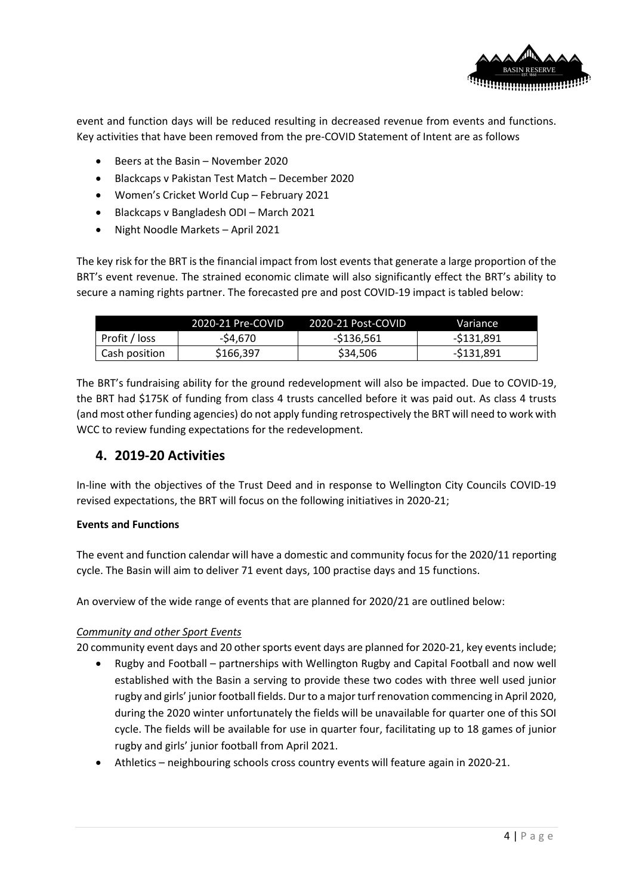event and function days will be reduced resulting in decreased revenue from events and functions. Key activities that have been removed from the pre-COVID Statement of Intent are as follows

- Beers at the Basin – November 2020
- Blackcaps v Pakistan Test Match – December 2020
- Women's Cricket World Cup – February 2021
- Blackcaps v Bangladesh ODI – March 2021
- Night Noodle Markets – April 2021

The key risk for the BRT is the financial impact from lost events that generate a large proportion of the BRT's event revenue. The strained economic climate will also significantly effect the BRT's ability to secure a naming rights partner. The forecasted pre and post COVID-19 impact is tabled below:

| | 2020-21 Pre-COVID | 2020-21 Post-COVID | Variance |
|---|---|---|---|
| Profit / loss | -$4,670 | -$136,561 | -$131,891 |
| Cash position | $166,397 | $34,506 | -$131,891 |

The BRT's fundraising ability for the ground redevelopment will also be impacted. Due to COVID-19, the BRT had $175K of funding from class 4 trusts cancelled before it was paid out. As class 4 trusts (and most other funding agencies) do not apply funding retrospectively the BRT will need to work with WCC to review funding expectations for the redevelopment.

## 4. 2019-20 Activities

In-line with the objectives of the Trust Deed and in response to Wellington City Councils COVID-19 revised expectations, the BRT will focus on the following initiatives in 2020-21;

**Events and Functions**

The event and function calendar will have a domestic and community focus for the 2020/11 reporting cycle. The Basin will aim to deliver 71 event days, 100 practise days and 15 functions.

An overview of the wide range of events that are planned for 2020/21 are outlined below:

*Community and other Sport Events*

20 community event days and 20 other sports event days are planned for 2020-21, key events include;

- Rugby and Football – partnerships with Wellington Rugby and Capital Football and now well established with the Basin a serving to provide these two codes with three well used junior rugby and girls' junior football fields. Dur to a major turf renovation commencing in April 2020, during the 2020 winter unfortunately the fields will be unavailable for quarter one of this SOI cycle. The fields will be available for use in quarter four, facilitating up to 18 games of junior rugby and girls' junior football from April 2021.
- Athletics – neighbouring schools cross country events will feature again in 2020-21.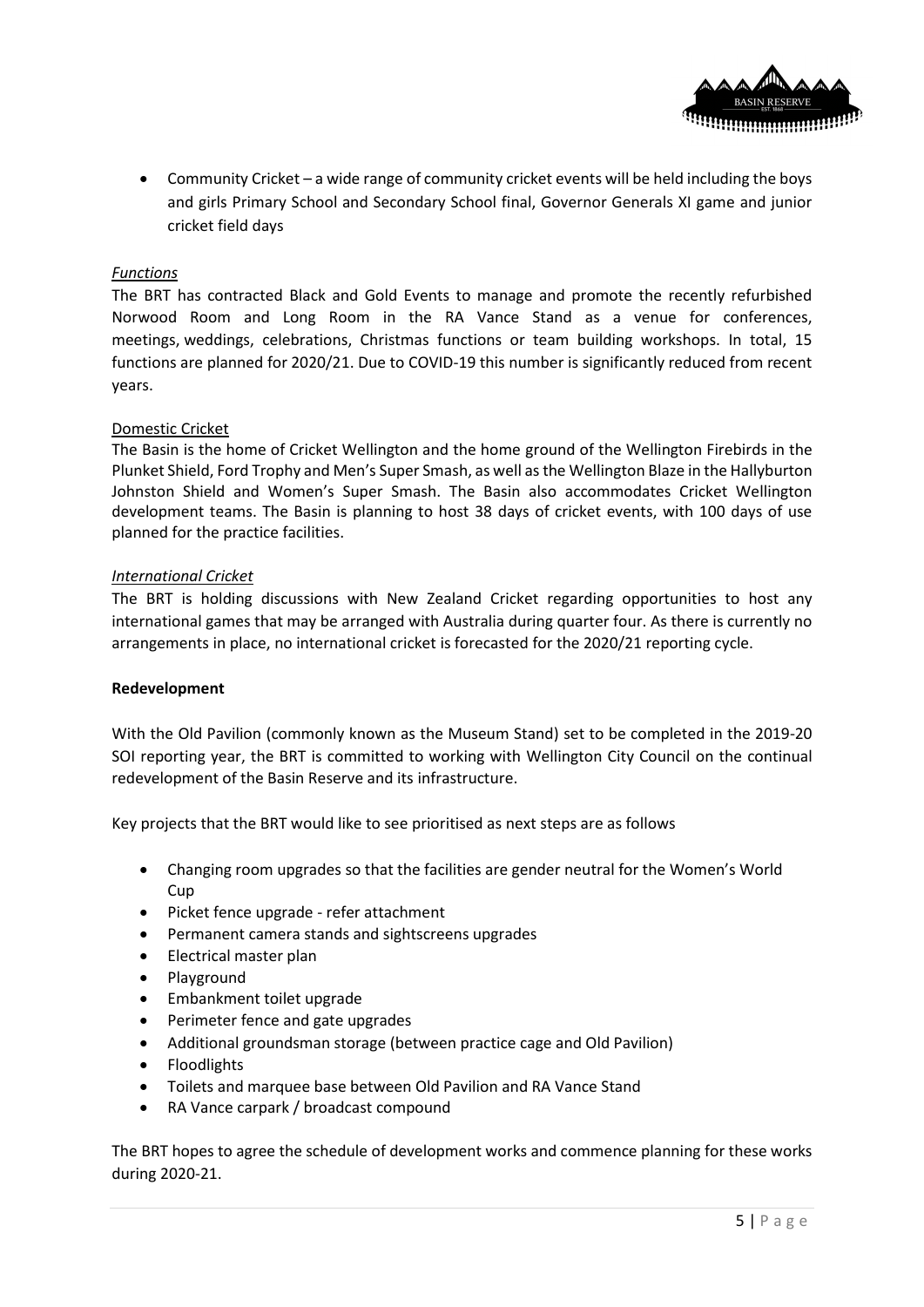- Community Cricket – a wide range of community cricket events will be held including the boys and girls Primary School and Secondary School final, Governor Generals XI game and junior cricket field days

*Functions*

The BRT has contracted Black and Gold Events to manage and promote the recently refurbished Norwood Room and Long Room in the RA Vance Stand as a venue for conferences, meetings, weddings, celebrations, Christmas functions or team building workshops. In total, 15 functions are planned for 2020/21. Due to COVID-19 this number is significantly reduced from recent years.

Domestic Cricket

The Basin is the home of Cricket Wellington and the home ground of the Wellington Firebirds in the Plunket Shield, Ford Trophy and Men's Super Smash, as well as the Wellington Blaze in the Hallyburton Johnston Shield and Women's Super Smash. The Basin also accommodates Cricket Wellington development teams. The Basin is planning to host 38 days of cricket events, with 100 days of use planned for the practice facilities.

*International Cricket*

The BRT is holding discussions with New Zealand Cricket regarding opportunities to host any international games that may be arranged with Australia during quarter four. As there is currently no arrangements in place, no international cricket is forecasted for the 2020/21 reporting cycle.

**Redevelopment**

With the Old Pavilion (commonly known as the Museum Stand) set to be completed in the 2019-20 SOI reporting year, the BRT is committed to working with Wellington City Council on the continual redevelopment of the Basin Reserve and its infrastructure.

Key projects that the BRT would like to see prioritised as next steps are as follows

- Changing room upgrades so that the facilities are gender neutral for the Women's World Cup
- Picket fence upgrade - refer attachment
- Permanent camera stands and sightscreens upgrades
- Electrical master plan
- Playground
- Embankment toilet upgrade
- Perimeter fence and gate upgrades
- Additional groundsman storage (between practice cage and Old Pavilion)
- Floodlights
- Toilets and marquee base between Old Pavilion and RA Vance Stand
- RA Vance carpark / broadcast compound

The BRT hopes to agree the schedule of development works and commence planning for these works during 2020-21.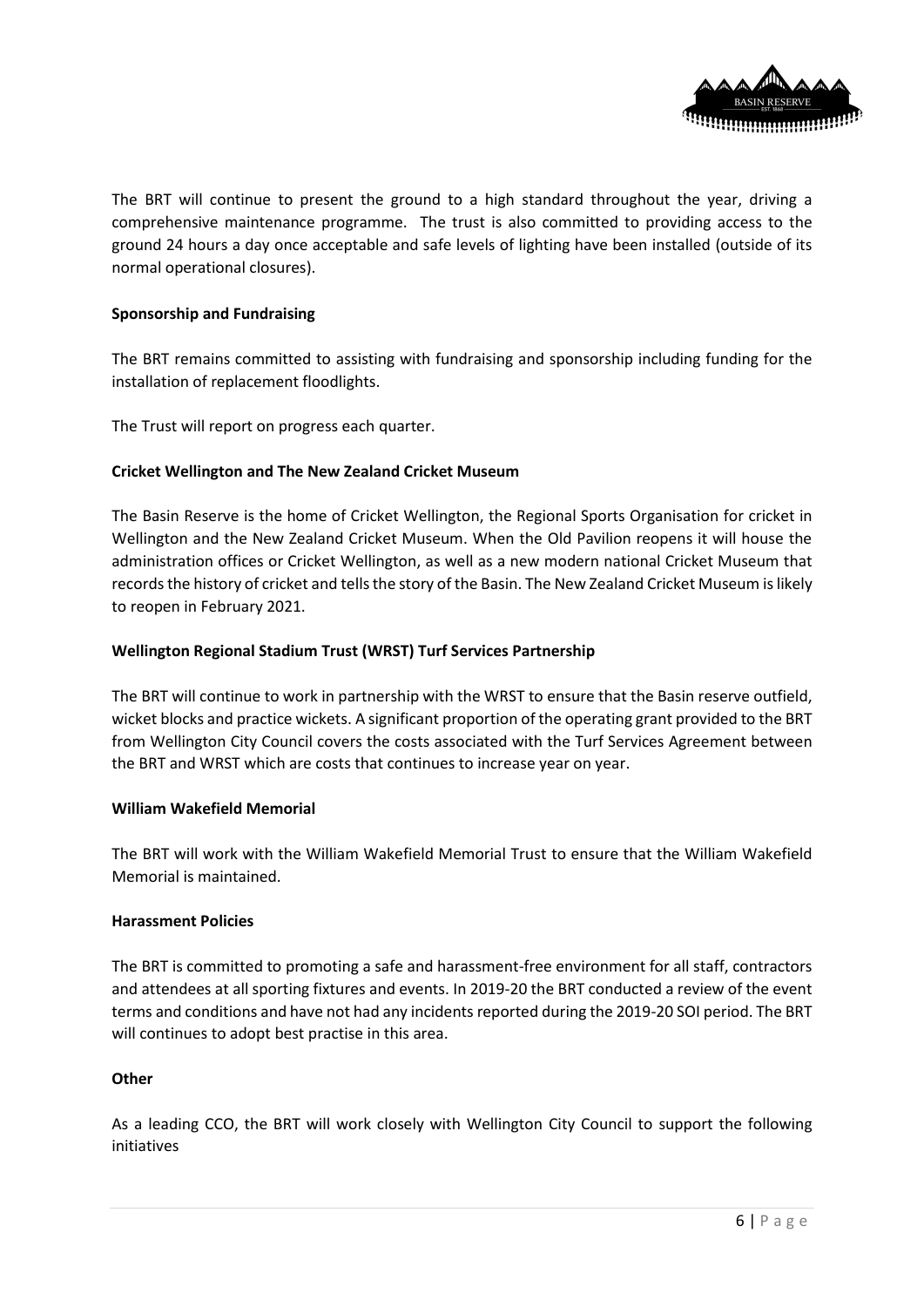The BRT will continue to present the ground to a high standard throughout the year, driving a comprehensive maintenance programme. The trust is also committed to providing access to the ground 24 hours a day once acceptable and safe levels of lighting have been installed (outside of its normal operational closures).

**Sponsorship and Fundraising**

The BRT remains committed to assisting with fundraising and sponsorship including funding for the installation of replacement floodlights.

The Trust will report on progress each quarter.

**Cricket Wellington and The New Zealand Cricket Museum**

The Basin Reserve is the home of Cricket Wellington, the Regional Sports Organisation for cricket in Wellington and the New Zealand Cricket Museum. When the Old Pavilion reopens it will house the administration offices or Cricket Wellington, as well as a new modern national Cricket Museum that records the history of cricket and tells the story of the Basin. The New Zealand Cricket Museum is likely to reopen in February 2021.

**Wellington Regional Stadium Trust (WRST) Turf Services Partnership**

The BRT will continue to work in partnership with the WRST to ensure that the Basin reserve outfield, wicket blocks and practice wickets. A significant proportion of the operating grant provided to the BRT from Wellington City Council covers the costs associated with the Turf Services Agreement between the BRT and WRST which are costs that continues to increase year on year.

**William Wakefield Memorial**

The BRT will work with the William Wakefield Memorial Trust to ensure that the William Wakefield Memorial is maintained.

**Harassment Policies**

The BRT is committed to promoting a safe and harassment-free environment for all staff, contractors and attendees at all sporting fixtures and events. In 2019-20 the BRT conducted a review of the event terms and conditions and have not had any incidents reported during the 2019-20 SOI period. The BRT will continues to adopt best practise in this area.

**Other**

As a leading CCO, the BRT will work closely with Wellington City Council to support the following initiatives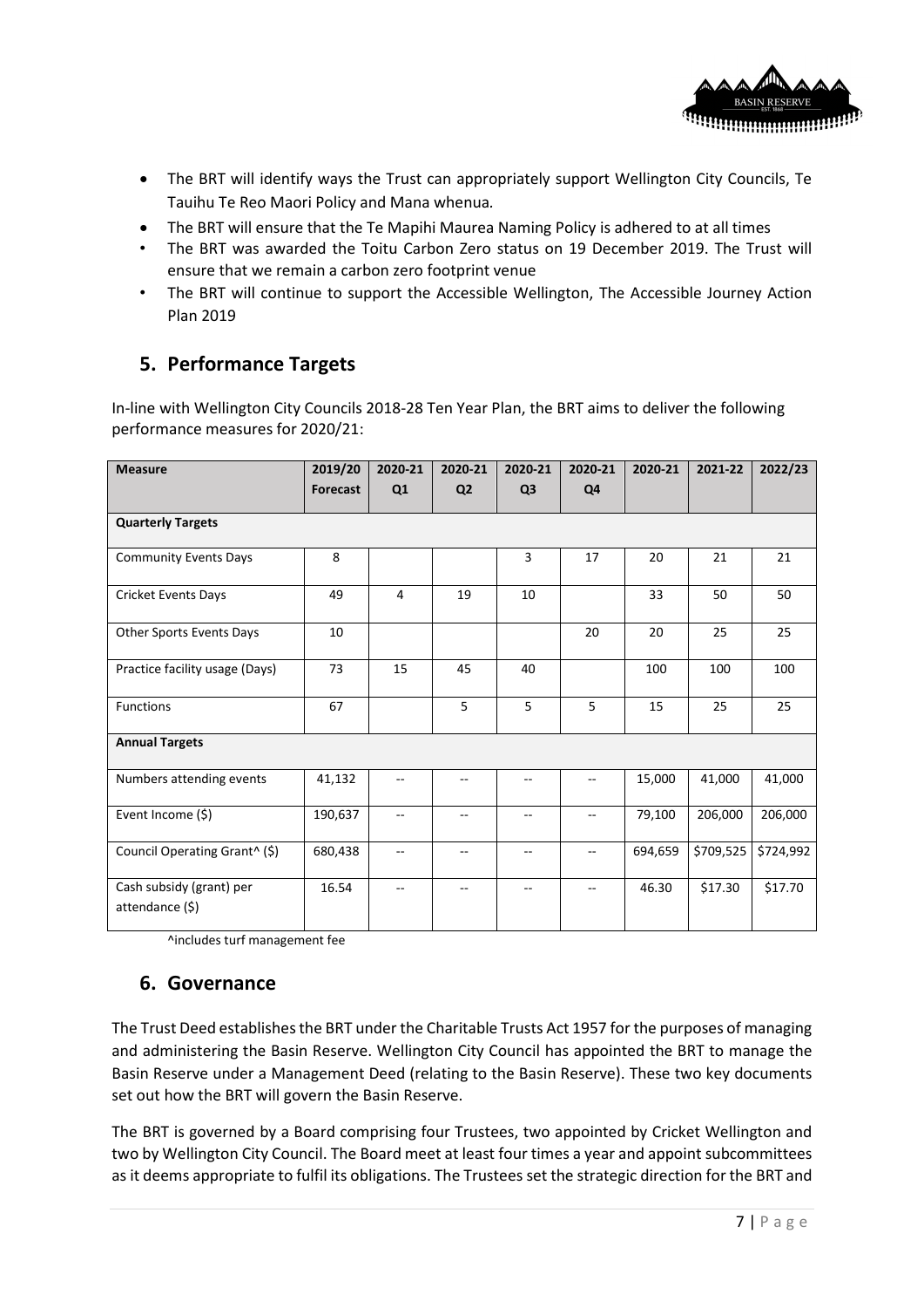- The BRT will identify ways the Trust can appropriately support Wellington City Councils, Te Tauihu Te Reo Maori Policy and Mana whenua.
- The BRT will ensure that the Te Mapihi Maurea Naming Policy is adhered to at all times
- The BRT was awarded the Toitu Carbon Zero status on 19 December 2019. The Trust will ensure that we remain a carbon zero footprint venue
- The BRT will continue to support the Accessible Wellington, The Accessible Journey Action Plan 2019

## 5. Performance Targets

In-line with Wellington City Councils 2018-28 Ten Year Plan, the BRT aims to deliver the following performance measures for 2020/21:

| Measure | 2019/20 Forecast | 2020-21 Q1 | 2020-21 Q2 | 2020-21 Q3 | 2020-21 Q4 | 2020-21 | 2021-22 | 2022/23 |
|---|---|---|---|---|---|---|---|---|
| **Quarterly Targets** | | | | | | | | |
| Community Events Days | 8 | | | 3 | 17 | 20 | 21 | 21 |
| Cricket Events Days | 49 | 4 | 19 | 10 | | 33 | 50 | 50 |
| Other Sports Events Days | 10 | | | | 20 | 20 | 25 | 25 |
| Practice facility usage (Days) | 73 | 15 | 45 | 40 | | 100 | 100 | 100 |
| Functions | 67 | | 5 | 5 | 5 | 15 | 25 | 25 |
| **Annual Targets** | | | | | | | | |
| Numbers attending events | 41,132 | -- | -- | -- | -- | 15,000 | 41,000 | 41,000 |
| Event Income ($) | 190,637 | -- | -- | -- | -- | 79,100 | 206,000 | 206,000 |
| Council Operating Grant^ ($) | 680,438 | -- | -- | -- | -- | 694,659 | $709,525 | $724,992 |
| Cash subsidy (grant) per attendance ($) | 16.54 | -- | -- | -- | -- | 46.30 | $17.30 | $17.70 |

^includes turf management fee

## 6. Governance

The Trust Deed establishes the BRT under the Charitable Trusts Act 1957 for the purposes of managing and administering the Basin Reserve. Wellington City Council has appointed the BRT to manage the Basin Reserve under a Management Deed (relating to the Basin Reserve). These two key documents set out how the BRT will govern the Basin Reserve.

The BRT is governed by a Board comprising four Trustees, two appointed by Cricket Wellington and two by Wellington City Council. The Board meet at least four times a year and appoint subcommittees as it deems appropriate to fulfil its obligations. The Trustees set the strategic direction for the BRT and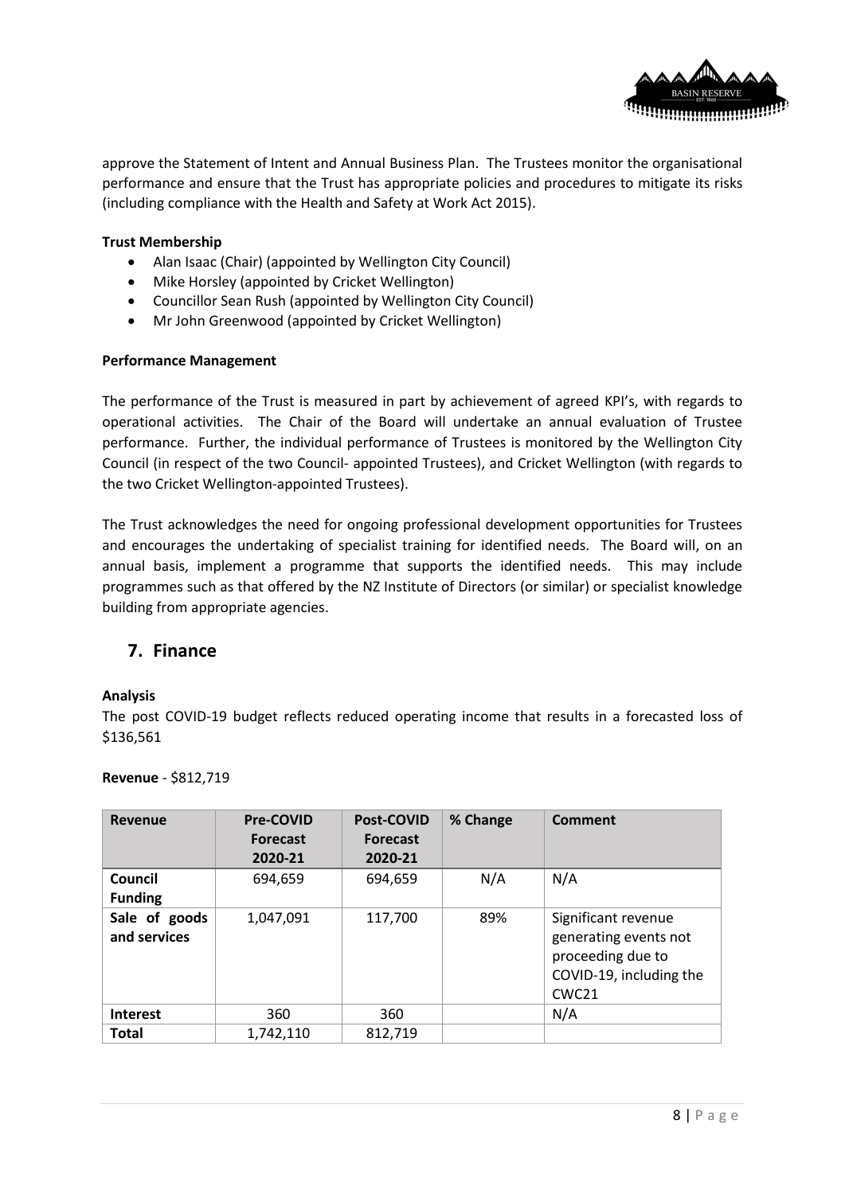approve the Statement of Intent and Annual Business Plan. The Trustees monitor the organisational performance and ensure that the Trust has appropriate policies and procedures to mitigate its risks (including compliance with the Health and Safety at Work Act 2015).

**Trust Membership**

- Alan Isaac (Chair) (appointed by Wellington City Council)
- Mike Horsley (appointed by Cricket Wellington)
- Councillor Sean Rush (appointed by Wellington City Council)
- Mr John Greenwood (appointed by Cricket Wellington)

**Performance Management**

The performance of the Trust is measured in part by achievement of agreed KPI's, with regards to operational activities. The Chair of the Board will undertake an annual evaluation of Trustee performance. Further, the individual performance of Trustees is monitored by the Wellington City Council (in respect of the two Council- appointed Trustees), and Cricket Wellington (with regards to the two Cricket Wellington-appointed Trustees).

The Trust acknowledges the need for ongoing professional development opportunities for Trustees and encourages the undertaking of specialist training for identified needs. The Board will, on an annual basis, implement a programme that supports the identified needs. This may include programmes such as that offered by the NZ Institute of Directors (or similar) or specialist knowledge building from appropriate agencies.

## 7. Finance

**Analysis**

The post COVID-19 budget reflects reduced operating income that results in a forecasted loss of $136,561

**Revenue** - $812,719

| Revenue | Pre-COVID Forecast 2020-21 | Post-COVID Forecast 2020-21 | % Change | Comment |
|---|---|---|---|---|
| **Council Funding** | 694,659 | 694,659 | N/A | N/A |
| **Sale of goods and services** | 1,047,091 | 117,700 | 89% | Significant revenue generating events not proceeding due to COVID-19, including the CWC21 |
| **Interest** | 360 | 360 | | N/A |
| **Total** | 1,742,110 | 812,719 | | |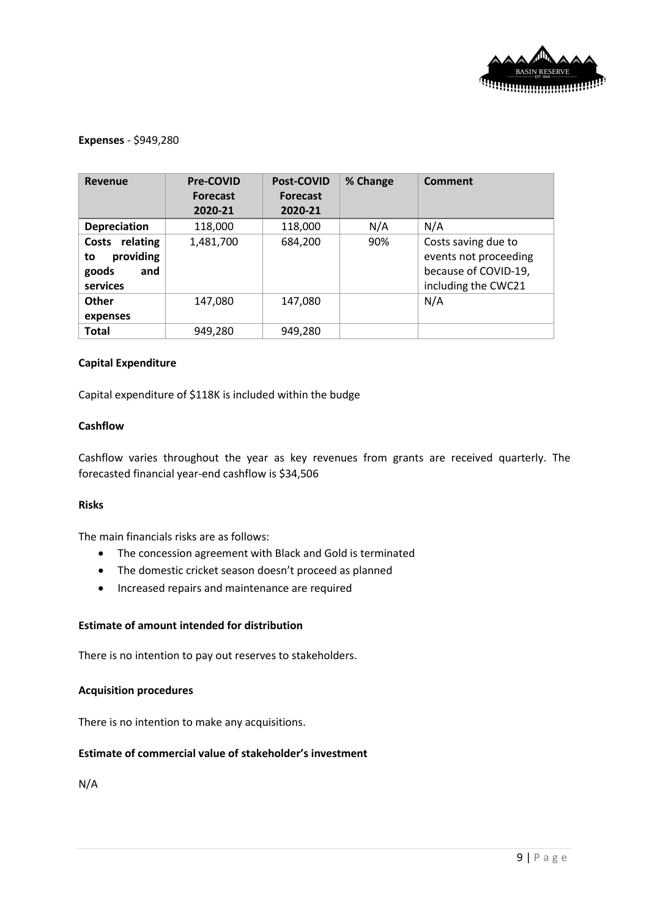**Expenses** - $949,280

| Revenue | Pre-COVID Forecast 2020-21 | Post-COVID Forecast 2020-21 | % Change | Comment |
|---|---|---|---|---|
| **Depreciation** | 118,000 | 118,000 | N/A | N/A |
| **Costs relating to providing goods and services** | 1,481,700 | 684,200 | 90% | Costs saving due to events not proceeding because of COVID-19, including the CWC21 |
| **Other expenses** | 147,080 | 147,080 | | N/A |
| **Total** | 949,280 | 949,280 | | |

**Capital Expenditure**

Capital expenditure of $118K is included within the budge

**Cashflow**

Cashflow varies throughout the year as key revenues from grants are received quarterly. The forecasted financial year-end cashflow is $34,506

**Risks**

The main financials risks are as follows:

- The concession agreement with Black and Gold is terminated
- The domestic cricket season doesn't proceed as planned
- Increased repairs and maintenance are required

**Estimate of amount intended for distribution**

There is no intention to pay out reserves to stakeholders.

**Acquisition procedures**

There is no intention to make any acquisitions.

**Estimate of commercial value of stakeholder's investment**

N/A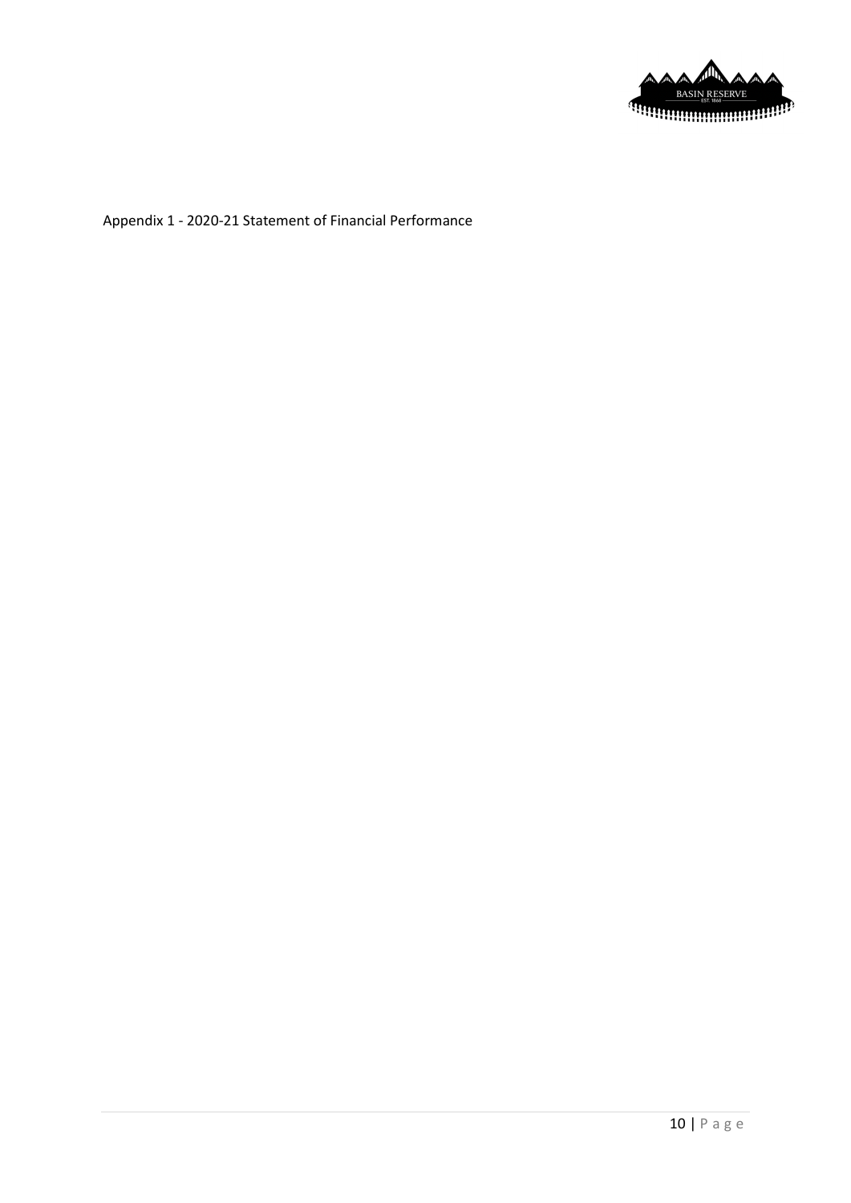Appendix 1 - 2020-21 Statement of Financial Performance